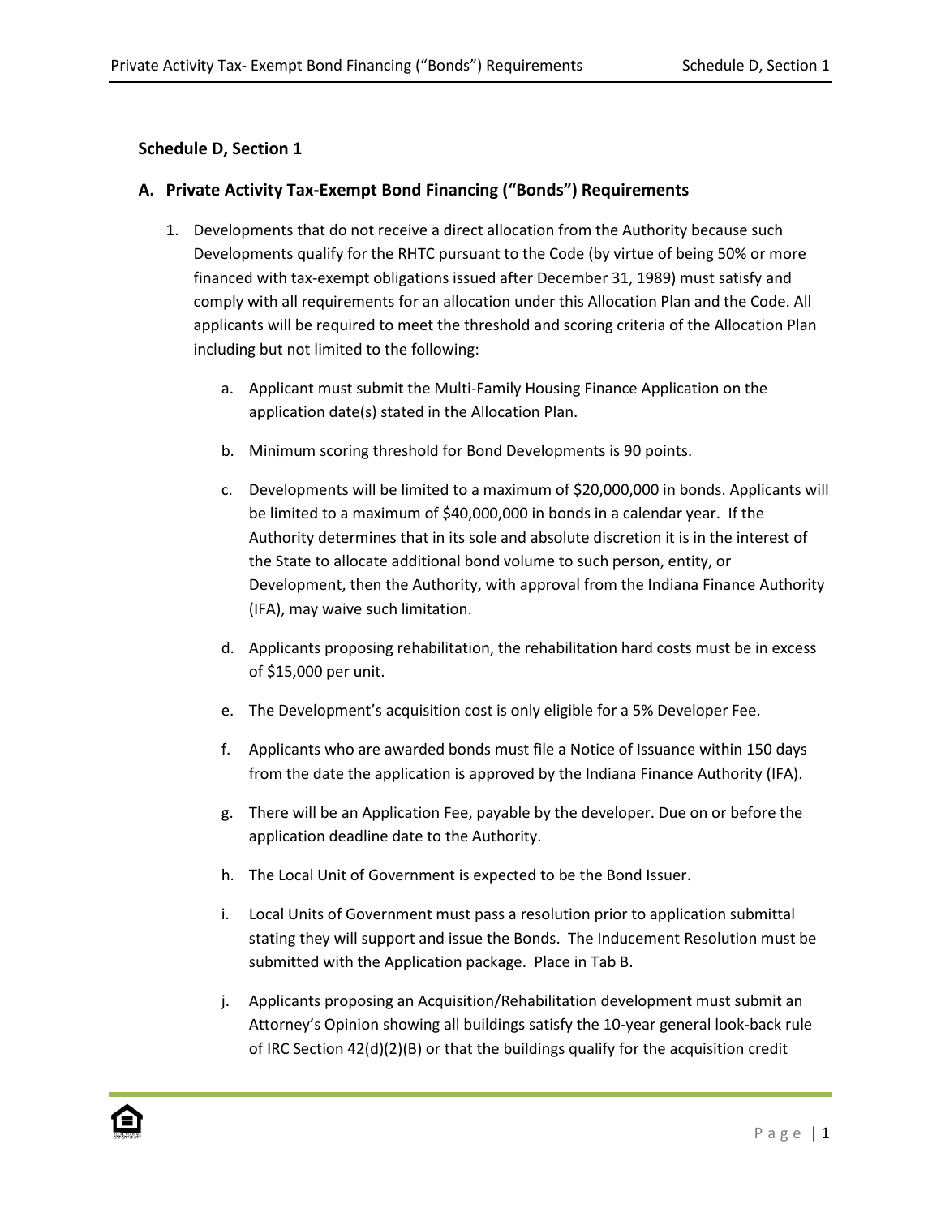### Schedule D, Section 1

### A. Private Activity Tax-Exempt Bond Financing ("Bonds") Requirements

1. Developments that do not receive a direct allocation from the Authority because such Developments qualify for the RHTC pursuant to the Code (by virtue of being 50% or more financed with tax-exempt obligations issued after December 31, 1989) must satisfy and comply with all requirements for an allocation under this Allocation Plan and the Code. All applicants will be required to meet the threshold and scoring criteria of the Allocation Plan including but not limited to the following:

   a. Applicant must submit the Multi-Family Housing Finance Application on the application date(s) stated in the Allocation Plan.

   b. Minimum scoring threshold for Bond Developments is 90 points.

   c. Developments will be limited to a maximum of $20,000,000 in bonds. Applicants will be limited to a maximum of $40,000,000 in bonds in a calendar year. If the Authority determines that in its sole and absolute discretion it is in the interest of the State to allocate additional bond volume to such person, entity, or Development, then the Authority, with approval from the Indiana Finance Authority (IFA), may waive such limitation.

   d. Applicants proposing rehabilitation, the rehabilitation hard costs must be in excess of $15,000 per unit.

   e. The Development's acquisition cost is only eligible for a 5% Developer Fee.

   f. Applicants who are awarded bonds must file a Notice of Issuance within 150 days from the date the application is approved by the Indiana Finance Authority (IFA).

   g. There will be an Application Fee, payable by the developer. Due on or before the application deadline date to the Authority.

   h. The Local Unit of Government is expected to be the Bond Issuer.

   i. Local Units of Government must pass a resolution prior to application submittal stating they will support and issue the Bonds. The Inducement Resolution must be submitted with the Application package. Place in Tab B.

   j. Applicants proposing an Acquisition/Rehabilitation development must submit an Attorney's Opinion showing all buildings satisfy the 10-year general look-back rule of IRC Section 42(d)(2)(B) or that the buildings qualify for the acquisition credit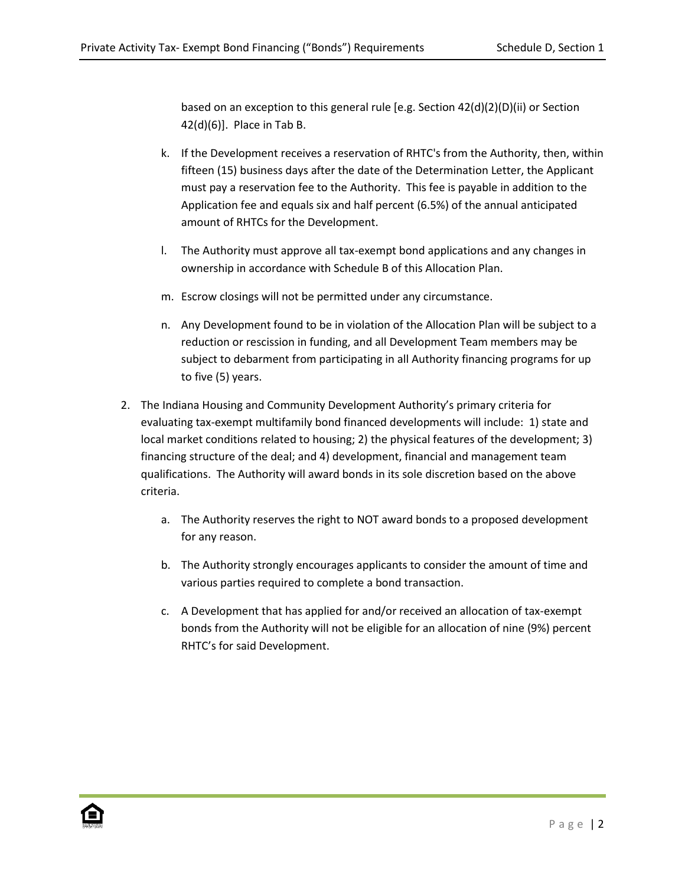based on an exception to this general rule [e.g. Section 42(d)(2)(D)(ii) or Section 42(d)(6)]. Place in Tab B.

k. If the Development receives a reservation of RHTC's from the Authority, then, within fifteen (15) business days after the date of the Determination Letter, the Applicant must pay a reservation fee to the Authority. This fee is payable in addition to the Application fee and equals six and half percent (6.5%) of the annual anticipated amount of RHTCs for the Development.

l. The Authority must approve all tax-exempt bond applications and any changes in ownership in accordance with Schedule B of this Allocation Plan.

m. Escrow closings will not be permitted under any circumstance.

n. Any Development found to be in violation of the Allocation Plan will be subject to a reduction or rescission in funding, and all Development Team members may be subject to debarment from participating in all Authority financing programs for up to five (5) years.

2. The Indiana Housing and Community Development Authority's primary criteria for evaluating tax-exempt multifamily bond financed developments will include: 1) state and local market conditions related to housing; 2) the physical features of the development; 3) financing structure of the deal; and 4) development, financial and management team qualifications. The Authority will award bonds in its sole discretion based on the above criteria.

   a. The Authority reserves the right to NOT award bonds to a proposed development for any reason.

   b. The Authority strongly encourages applicants to consider the amount of time and various parties required to complete a bond transaction.

   c. A Development that has applied for and/or received an allocation of tax-exempt bonds from the Authority will not be eligible for an allocation of nine (9%) percent RHTC's for said Development.